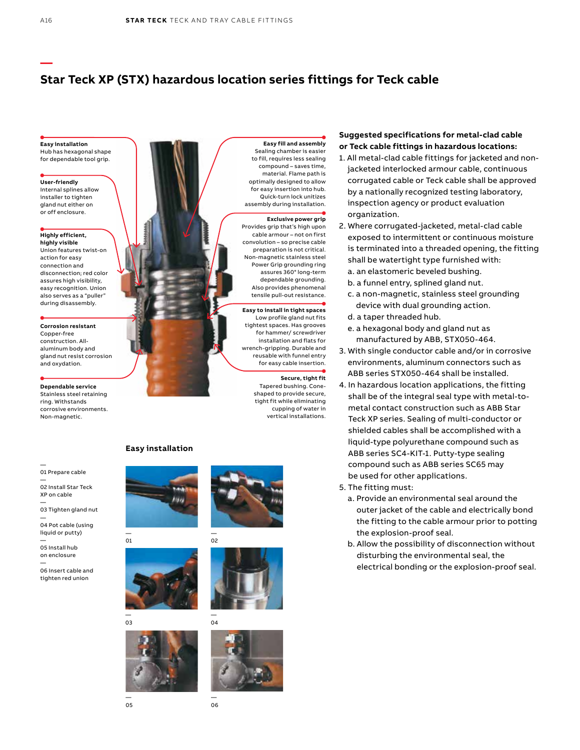# Star Teck XP (STX) hazardous location series fittings for Teck cable

**Easy installation**
Hub has hexagonal shape for dependable tool grip.

**User-friendly**
Internal splines allow installer to tighten gland nut either on or off enclosure.

**Highly efficient, highly visible**
Union features twist-on action for easy connection and disconnection; red color assures high visibility, easy recognition. Union also serves as a "puller" during disassembly.

**Corrosion resistant**
Copper-free construction. All-aluminum body and gland nut resist corrosion and oxydation.

**Dependable service**
Stainless steel retaining ring. Withstands corrosive environments. Non-magnetic.

**Easy fill and assembly**
Sealing chamber is easier to fill, requires less sealing compound – saves time, material. Flame path is optimally designed to allow for easy insertion into hub. Quick-turn lock unitizes assembly during installation.

**Exclusive power grip**
Provides grip that's high upon cable armour – not on first convolution – so precise cable preparation is not critical. Non-magnetic stainless steel Power Grip grounding ring assures 360° long-term dependable grounding. Also provides phenomenal tensile pull-out resistance.

**Easy to install in tight spaces**
Low profile gland nut fits tightest spaces. Has grooves for hammer/ screwdriver installation and flats for wrench-gripping. Durable and reusable with funnel entry for easy cable insertion.

**Secure, tight fit**
Tapered bushing. Cone-shaped to provide secure, tight fit while eliminating cupping of water in vertical installations.

## Easy installation

- 01 Prepare cable
- 02 Install Star Teck XP on cable
- 03 Tighten gland nut
- 04 Pot cable (using liquid or putty)
- 05 Install hub on enclosure
- 06 Insert cable and tighten red union

01

02

03

04

05

06

**Suggested specifications for metal-clad cable or Teck cable fittings in hazardous locations:**

1. All metal-clad cable fittings for jacketed and non-jacketed interlocked armour cable, continuous corrugated cable or Teck cable shall be approved by a nationally recognized testing laboratory, inspection agency or product evaluation organization.
2. Where corrugated-jacketed, metal-clad cable exposed to intermittent or continuous moisture is terminated into a threaded opening, the fitting shall be watertight type furnished with:
   a. an elastomeric beveled bushing.
   b. a funnel entry, splined gland nut.
   c. a non-magnetic, stainless steel grounding device with dual grounding action.
   d. a taper threaded hub.
   e. a hexagonal body and gland nut as manufactured by ABB, STX050-464.
3. With single conductor cable and/or in corrosive environments, aluminum connectors such as ABB series STX050-464 shall be installed.
4. In hazardous location applications, the fitting shall be of the integral seal type with metal-to-metal contact construction such as ABB Star Teck XP series. Sealing of multi-conductor or shielded cables shall be accomplished with a liquid-type polyurethane compound such as ABB series SC4-KIT-1. Putty-type sealing compound such as ABB series SC65 may be used for other applications.
5. The fitting must:
   a. Provide an environmental seal around the outer jacket of the cable and electrically bond the fitting to the cable armour prior to potting the explosion-proof seal.
   b. Allow the possibility of disconnection without disturbing the environmental seal, the electrical bonding or the explosion-proof seal.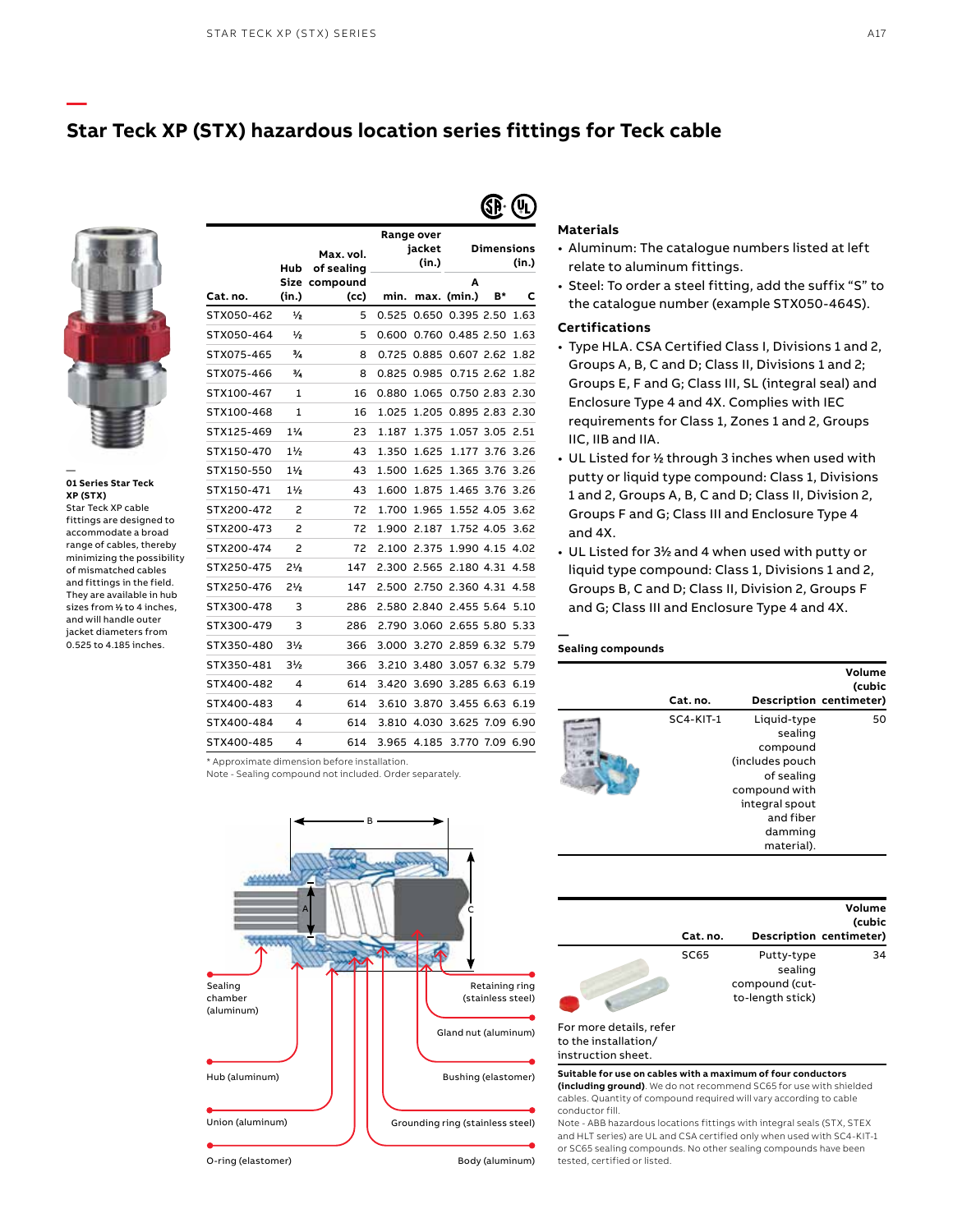# Star Teck XP (STX) hazardous location series fittings for Teck cable

**01 Series Star Teck XP (STX)**
Star Teck XP cable fittings are designed to accommodate a broad range of cables, thereby minimizing the possibility of mismatched cables and fittings in the field. They are available in hub sizes from ½ to 4 inches, and will handle outer jacket diameters from 0.525 to 4.185 inches.

| Cat. no. | Hub Size (in.) | Max. vol. of sealing compound (cc) | Range over jacket (in.) min. | Range over jacket (in.) max. | Dimensions (in.) A (min.) | Dimensions (in.) B* | Dimensions (in.) C |
|---|---|---|---|---|---|---|---|
| STX050-462 | ½ | 5 | 0.525 | 0.650 | 0.395 | 2.50 | 1.63 |
| STX050-464 | ½ | 5 | 0.600 | 0.760 | 0.485 | 2.50 | 1.63 |
| STX075-465 | ¾ | 8 | 0.725 | 0.885 | 0.607 | 2.62 | 1.82 |
| STX075-466 | ¾ | 8 | 0.825 | 0.985 | 0.715 | 2.62 | 1.82 |
| STX100-467 | 1 | 16 | 0.880 | 1.065 | 0.750 | 2.83 | 2.30 |
| STX100-468 | 1 | 16 | 1.025 | 1.205 | 0.895 | 2.83 | 2.30 |
| STX125-469 | 1¼ | 23 | 1.187 | 1.375 | 1.057 | 3.05 | 2.51 |
| STX150-470 | 1½ | 43 | 1.350 | 1.625 | 1.177 | 3.76 | 3.26 |
| STX150-550 | 1½ | 43 | 1.500 | 1.625 | 1.365 | 3.76 | 3.26 |
| STX150-471 | 1½ | 43 | 1.600 | 1.875 | 1.465 | 3.76 | 3.26 |
| STX200-472 | 2 | 72 | 1.700 | 1.965 | 1.552 | 4.05 | 3.62 |
| STX200-473 | 2 | 72 | 1.900 | 2.187 | 1.752 | 4.05 | 3.62 |
| STX200-474 | 2 | 72 | 2.100 | 2.375 | 1.990 | 4.15 | 4.02 |
| STX250-475 | 2½ | 147 | 2.300 | 2.565 | 2.180 | 4.31 | 4.58 |
| STX250-476 | 2½ | 147 | 2.500 | 2.750 | 2.360 | 4.31 | 4.58 |
| STX300-478 | 3 | 286 | 2.580 | 2.840 | 2.455 | 5.64 | 5.10 |
| STX300-479 | 3 | 286 | 2.790 | 3.060 | 2.655 | 5.80 | 5.33 |
| STX350-480 | 3½ | 366 | 3.000 | 3.270 | 2.859 | 6.32 | 5.79 |
| STX350-481 | 3½ | 366 | 3.210 | 3.480 | 3.057 | 6.32 | 5.79 |
| STX400-482 | 4 | 614 | 3.420 | 3.690 | 3.285 | 6.63 | 6.19 |
| STX400-483 | 4 | 614 | 3.610 | 3.870 | 3.455 | 6.63 | 6.19 |
| STX400-484 | 4 | 614 | 3.810 | 4.030 | 3.625 | 7.09 | 6.90 |
| STX400-485 | 4 | 614 | 3.965 | 4.185 | 3.770 | 7.09 | 6.90 |

\* Approximate dimension before installation.
Note - Sealing compound not included. Order separately.

B
A
C
Sealing chamber (aluminum)
Retaining ring (stainless steel)
Gland nut (aluminum)
Hub (aluminum)
Bushing (elastomer)
Union (aluminum)
Grounding ring (stainless steel)
O-ring (elastomer)
Body (aluminum)

### Materials

- Aluminum: The catalogue numbers listed at left relate to aluminum fittings.
- Steel: To order a steel fitting, add the suffix "S" to the catalogue number (example STX050-464S).

### Certifications

- Type HLA. CSA Certified Class I, Divisions 1 and 2, Groups A, B, C and D; Class II, Divisions 1 and 2; Groups E, F and G; Class III, SL (integral seal) and Enclosure Type 4 and 4X. Complies with IEC requirements for Class 1, Zones 1 and 2, Groups IIC, IIB and IIA.
- UL Listed for ½ through 3 inches when used with putty or liquid type compound: Class 1, Divisions 1 and 2, Groups A, B, C and D; Class II, Division 2, Groups F and G; Class III and Enclosure Type 4 and 4X.
- UL Listed for 3½ and 4 when used with putty or liquid type compound: Class 1, Divisions 1 and 2, Groups B, C and D; Class II, Division 2, Groups F and G; Class III and Enclosure Type 4 and 4X.

### Sealing compounds

| Cat. no. | Description | Volume (cubic centimeter) |
|---|---|---|
| SC4-KIT-1 | Liquid-type sealing compound (includes pouch of sealing compound with integral spout and fiber damming material). | 50 |

| Cat. no. | Description | Volume (cubic centimeter) |
|---|---|---|
| SC65 | Putty-type sealing compound (cut-to-length stick) | 34 |

For more details, refer to the installation/instruction sheet.

**Suitable for use on cables with a maximum of four conductors (including ground)**. We do not recommend SC65 for use with shielded cables. Quantity of compound required will vary according to cable conductor fill.

Note - ABB hazardous locations fittings with integral seals (STX, STEX and HLT series) are UL and CSA certified only when used with SC4-KIT-1 or SC65 sealing compounds. No other sealing compounds have been tested, certified or listed.